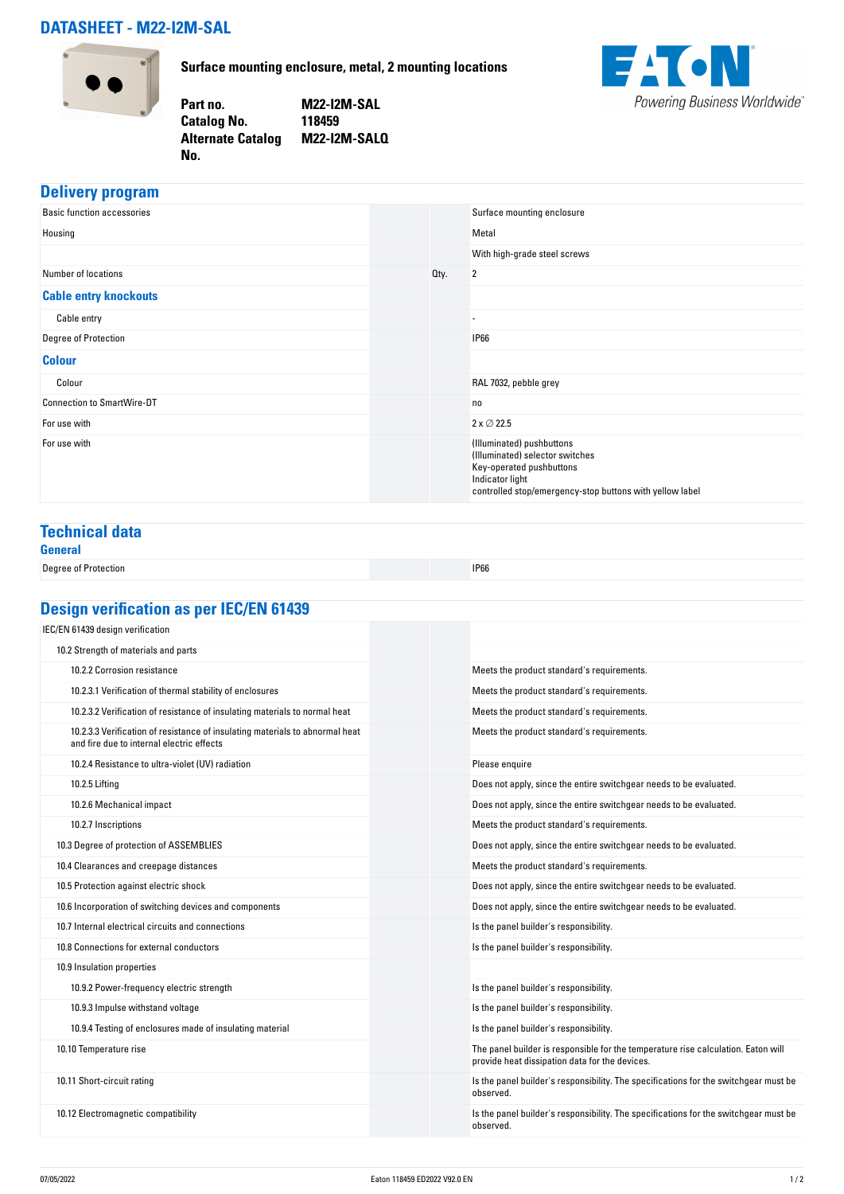# DATASHEET - M22-I2M-SAL

**Surface mounting enclosure, metal, 2 mounting locations**

| | |
|---|---|
| **Part no.** | **M22-I2M-SAL** |
| **Catalog No.** | **118459** |
| **Alternate Catalog No.** | **M22-I2M-SALQ** |

Powering Business Worldwide

## Delivery program

| | | |
|---|---|---|
| Basic function accessories | | Surface mounting enclosure |
| Housing | | Metal |
| | | With high-grade steel screws |
| Number of locations | Qty. | 2 |
| **Cable entry knockouts** | | |
| Cable entry | | - |
| Degree of Protection | | IP66 |
| **Colour** | | |
| Colour | | RAL 7032, pebble grey |
| Connection to SmartWire-DT | | no |
| For use with | | 2 x ∅ 22.5 |
| For use with | | (Illuminated) pushbuttons<br>(Illuminated) selector switches<br>Key-operated pushbuttons<br>Indicator light<br>controlled stop/emergency-stop buttons with yellow label |

## Technical data

### General

| | |
|---|---|
| Degree of Protection | IP66 |

## Design verification as per IEC/EN 61439

| | |
|---|---|
| IEC/EN 61439 design verification | |
| 10.2 Strength of materials and parts | |
| 10.2.2 Corrosion resistance | Meets the product standard's requirements. |
| 10.2.3.1 Verification of thermal stability of enclosures | Meets the product standard's requirements. |
| 10.2.3.2 Verification of resistance of insulating materials to normal heat | Meets the product standard's requirements. |
| 10.2.3.3 Verification of resistance of insulating materials to abnormal heat and fire due to internal electric effects | Meets the product standard's requirements. |
| 10.2.4 Resistance to ultra-violet (UV) radiation | Please enquire |
| 10.2.5 Lifting | Does not apply, since the entire switchgear needs to be evaluated. |
| 10.2.6 Mechanical impact | Does not apply, since the entire switchgear needs to be evaluated. |
| 10.2.7 Inscriptions | Meets the product standard's requirements. |
| 10.3 Degree of protection of ASSEMBLIES | Does not apply, since the entire switchgear needs to be evaluated. |
| 10.4 Clearances and creepage distances | Meets the product standard's requirements. |
| 10.5 Protection against electric shock | Does not apply, since the entire switchgear needs to be evaluated. |
| 10.6 Incorporation of switching devices and components | Does not apply, since the entire switchgear needs to be evaluated. |
| 10.7 Internal electrical circuits and connections | Is the panel builder's responsibility. |
| 10.8 Connections for external conductors | Is the panel builder's responsibility. |
| 10.9 Insulation properties | |
| 10.9.2 Power-frequency electric strength | Is the panel builder's responsibility. |
| 10.9.3 Impulse withstand voltage | Is the panel builder's responsibility. |
| 10.9.4 Testing of enclosures made of insulating material | Is the panel builder's responsibility. |
| 10.10 Temperature rise | The panel builder is responsible for the temperature rise calculation. Eaton will provide heat dissipation data for the devices. |
| 10.11 Short-circuit rating | Is the panel builder's responsibility. The specifications for the switchgear must be observed. |
| 10.12 Electromagnetic compatibility | Is the panel builder's responsibility. The specifications for the switchgear must be observed. |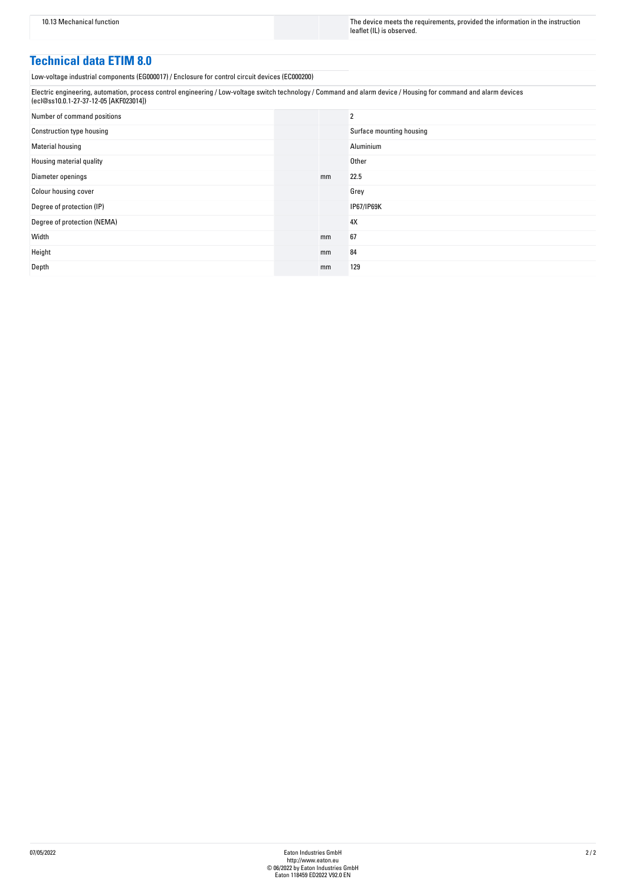| | | |
|---|---|---|
| 10.13 Mechanical function | | The device meets the requirements, provided the information in the instruction leaflet (IL) is observed. |

## Technical data ETIM 8.0

Low-voltage industrial components (EG000017) / Enclosure for control circuit devices (EC000200)

Electric engineering, automation, process control engineering / Low-voltage switch technology / Command and alarm device / Housing for command and alarm devices (ecl@ss10.0.1-27-37-12-05 [AKF023014])

| | | |
|---|---|---|
| Number of command positions | | 2 |
| Construction type housing | | Surface mounting housing |
| Material housing | | Aluminium |
| Housing material quality | | Other |
| Diameter openings | mm | 22.5 |
| Colour housing cover | | Grey |
| Degree of protection (IP) | | IP67/IP69K |
| Degree of protection (NEMA) | | 4X |
| Width | mm | 67 |
| Height | mm | 84 |
| Depth | mm | 129 |